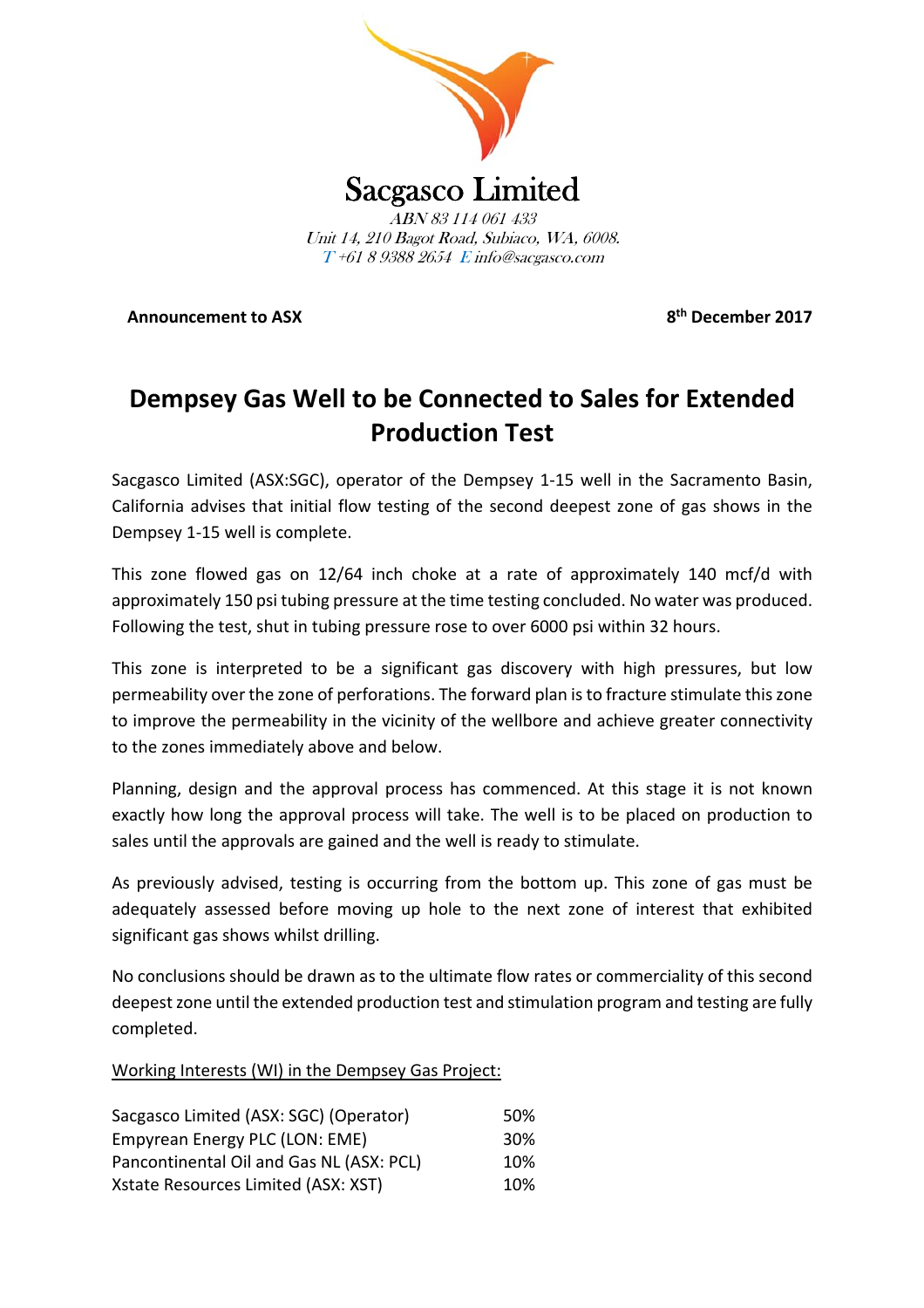# Sacgasco Limited

*ABN 83 114 061 433*
*Unit 14, 210 Bagot Road, Subiaco, WA, 6008.*
*T +61 8 9388 2654 E info@sacgasco.com*

**Announcement to ASX** **8th December 2017**

## Dempsey Gas Well to be Connected to Sales for Extended Production Test

Sacgasco Limited (ASX:SGC), operator of the Dempsey 1-15 well in the Sacramento Basin, California advises that initial flow testing of the second deepest zone of gas shows in the Dempsey 1-15 well is complete.

This zone flowed gas on 12/64 inch choke at a rate of approximately 140 mcf/d with approximately 150 psi tubing pressure at the time testing concluded. No water was produced. Following the test, shut in tubing pressure rose to over 6000 psi within 32 hours.

This zone is interpreted to be a significant gas discovery with high pressures, but low permeability over the zone of perforations. The forward plan is to fracture stimulate this zone to improve the permeability in the vicinity of the wellbore and achieve greater connectivity to the zones immediately above and below.

Planning, design and the approval process has commenced. At this stage it is not known exactly how long the approval process will take. The well is to be placed on production to sales until the approvals are gained and the well is ready to stimulate.

As previously advised, testing is occurring from the bottom up. This zone of gas must be adequately assessed before moving up hole to the next zone of interest that exhibited significant gas shows whilst drilling.

No conclusions should be drawn as to the ultimate flow rates or commerciality of this second deepest zone until the extended production test and stimulation program and testing are fully completed.

Working Interests (WI) in the Dempsey Gas Project:

| | |
|---|---|
| Sacgasco Limited (ASX: SGC) (Operator) | 50% |
| Empyrean Energy PLC (LON: EME) | 30% |
| Pancontinental Oil and Gas NL (ASX: PCL) | 10% |
| Xstate Resources Limited (ASX: XST) | 10% |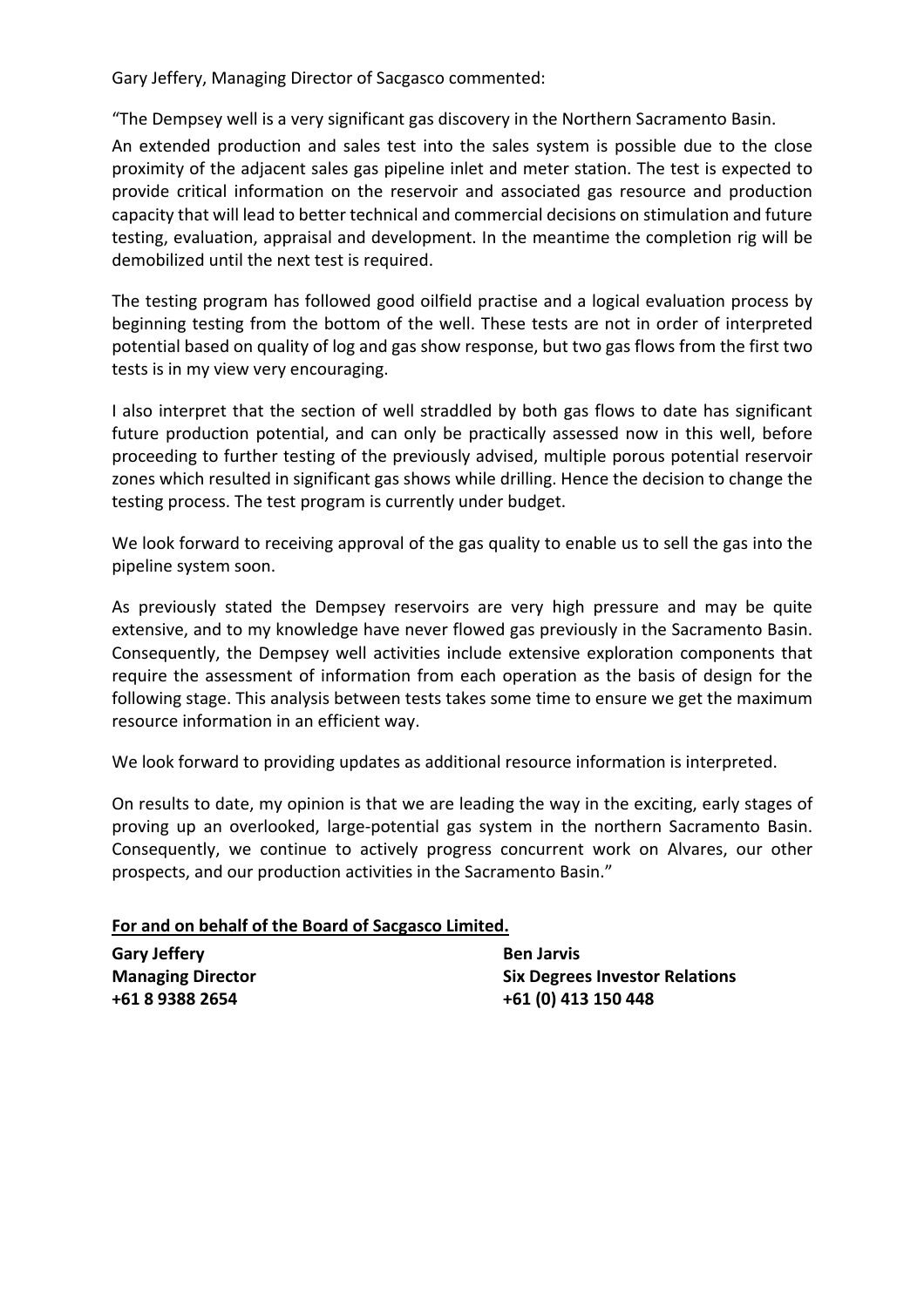Gary Jeffery, Managing Director of Sacgasco commented:

"The Dempsey well is a very significant gas discovery in the Northern Sacramento Basin.

An extended production and sales test into the sales system is possible due to the close proximity of the adjacent sales gas pipeline inlet and meter station. The test is expected to provide critical information on the reservoir and associated gas resource and production capacity that will lead to better technical and commercial decisions on stimulation and future testing, evaluation, appraisal and development. In the meantime the completion rig will be demobilized until the next test is required.

The testing program has followed good oilfield practise and a logical evaluation process by beginning testing from the bottom of the well. These tests are not in order of interpreted potential based on quality of log and gas show response, but two gas flows from the first two tests is in my view very encouraging.

I also interpret that the section of well straddled by both gas flows to date has significant future production potential, and can only be practically assessed now in this well, before proceeding to further testing of the previously advised, multiple porous potential reservoir zones which resulted in significant gas shows while drilling. Hence the decision to change the testing process. The test program is currently under budget.

We look forward to receiving approval of the gas quality to enable us to sell the gas into the pipeline system soon.

As previously stated the Dempsey reservoirs are very high pressure and may be quite extensive, and to my knowledge have never flowed gas previously in the Sacramento Basin. Consequently, the Dempsey well activities include extensive exploration components that require the assessment of information from each operation as the basis of design for the following stage. This analysis between tests takes some time to ensure we get the maximum resource information in an efficient way.

We look forward to providing updates as additional resource information is interpreted.

On results to date, my opinion is that we are leading the way in the exciting, early stages of proving up an overlooked, large-potential gas system in the northern Sacramento Basin. Consequently, we continue to actively progress concurrent work on Alvares, our other prospects, and our production activities in the Sacramento Basin."

**For and on behalf of the Board of Sacgasco Limited.**

**Gary Jeffery**
**Managing Director**
**+61 8 9388 2654**

**Ben Jarvis**
**Six Degrees Investor Relations**
**+61 (0) 413 150 448**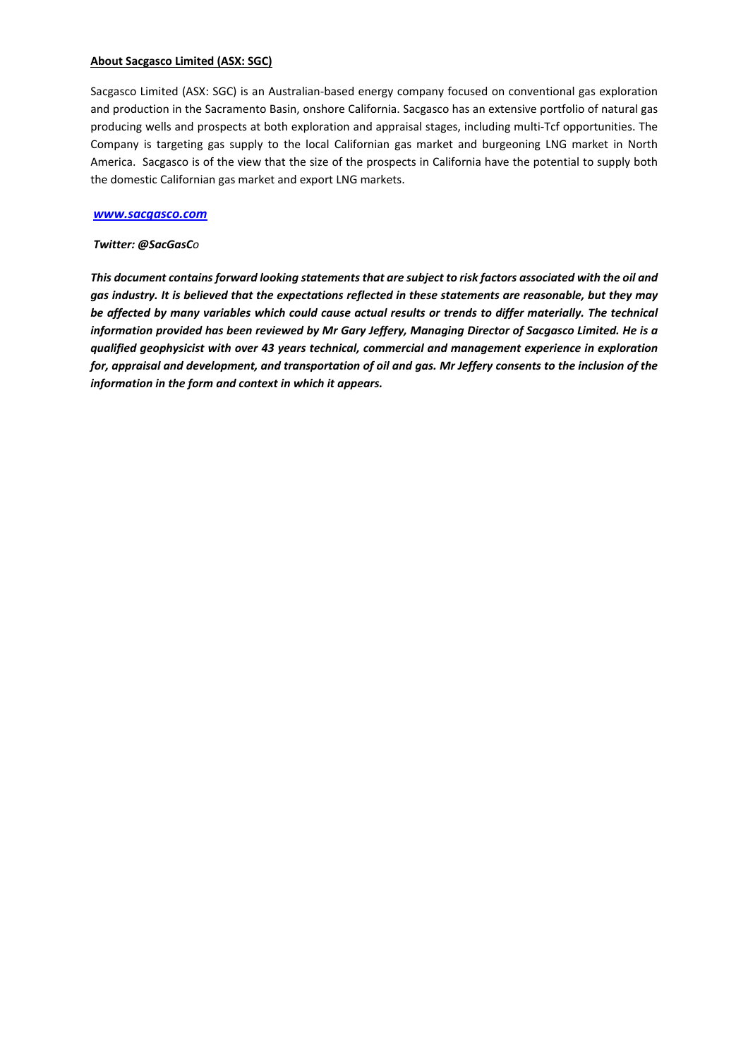**About Sacgasco Limited (ASX: SGC)**

Sacgasco Limited (ASX: SGC) is an Australian-based energy company focused on conventional gas exploration and production in the Sacramento Basin, onshore California. Sacgasco has an extensive portfolio of natural gas producing wells and prospects at both exploration and appraisal stages, including multi-Tcf opportunities. The Company is targeting gas supply to the local Californian gas market and burgeoning LNG market in North America. Sacgasco is of the view that the size of the prospects in California have the potential to supply both the domestic Californian gas market and export LNG markets.

***www.sacgasco.com***

***Twitter: @SacGasCo***

***This document contains forward looking statements that are subject to risk factors associated with the oil and gas industry. It is believed that the expectations reflected in these statements are reasonable, but they may be affected by many variables which could cause actual results or trends to differ materially. The technical information provided has been reviewed by Mr Gary Jeffery, Managing Director of Sacgasco Limited. He is a qualified geophysicist with over 43 years technical, commercial and management experience in exploration for, appraisal and development, and transportation of oil and gas. Mr Jeffery consents to the inclusion of the information in the form and context in which it appears.***